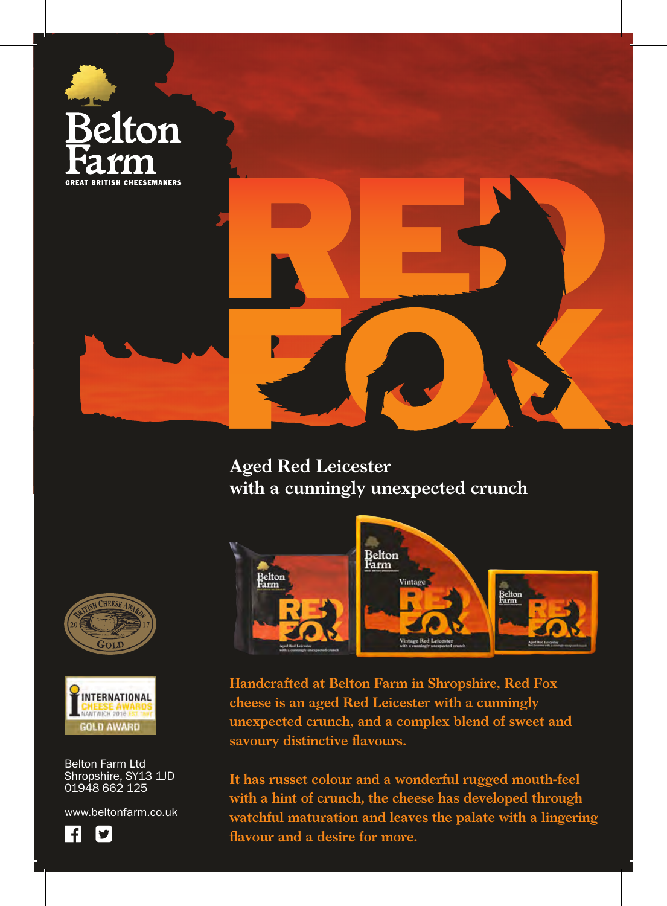# Belton Farm

GREAT BRITISH CHEESEMAKERS

# RED FOX

## Aged Red Leicester with a cunningly unexpected crunch

**Handcrafted at Belton Farm in Shropshire, Red Fox cheese is an aged Red Leicester with a cunningly unexpected crunch, and a complex blend of sweet and savoury distinctive flavours.**

**It has russet colour and a wonderful rugged mouth-feel with a hint of crunch, the cheese has developed through watchful maturation and leaves the palate with a lingering flavour and a desire for more.**

British Cheese Awards 2017 Gold

International Cheese Awards Nantwich 2016 Gold Award

Belton Farm Ltd
Shropshire, SY13 1JD
01948 662 125

www.beltonfarm.co.uk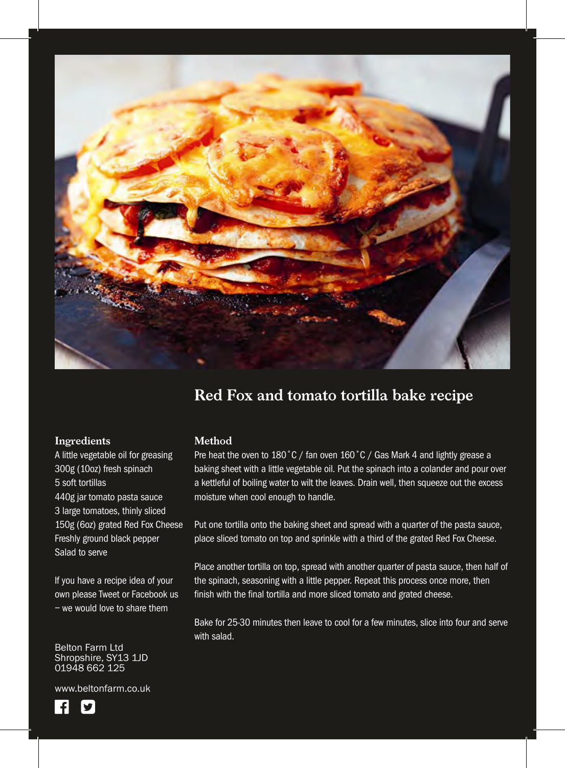# Red Fox and tomato tortilla bake recipe

## Ingredients

A little vegetable oil for greasing
300g (10oz) fresh spinach
5 soft tortillas
440g jar tomato pasta sauce
3 large tomatoes, thinly sliced
150g (6oz) grated Red Fox Cheese
Freshly ground black pepper
Salad to serve

If you have a recipe idea of your own please Tweet or Facebook us – we would love to share them

Belton Farm Ltd
Shropshire, SY13 1JD
01948 662 125

www.beltonfarm.co.uk

## Method

Pre heat the oven to 180˚C / fan oven 160˚C / Gas Mark 4 and lightly grease a baking sheet with a little vegetable oil. Put the spinach into a colander and pour over a kettleful of boiling water to wilt the leaves. Drain well, then squeeze out the excess moisture when cool enough to handle.

Put one tortilla onto the baking sheet and spread with a quarter of the pasta sauce, place sliced tomato on top and sprinkle with a third of the grated Red Fox Cheese.

Place another tortilla on top, spread with another quarter of pasta sauce, then half of the spinach, seasoning with a little pepper. Repeat this process once more, then finish with the final tortilla and more sliced tomato and grated cheese.

Bake for 25-30 minutes then leave to cool for a few minutes, slice into four and serve with salad.